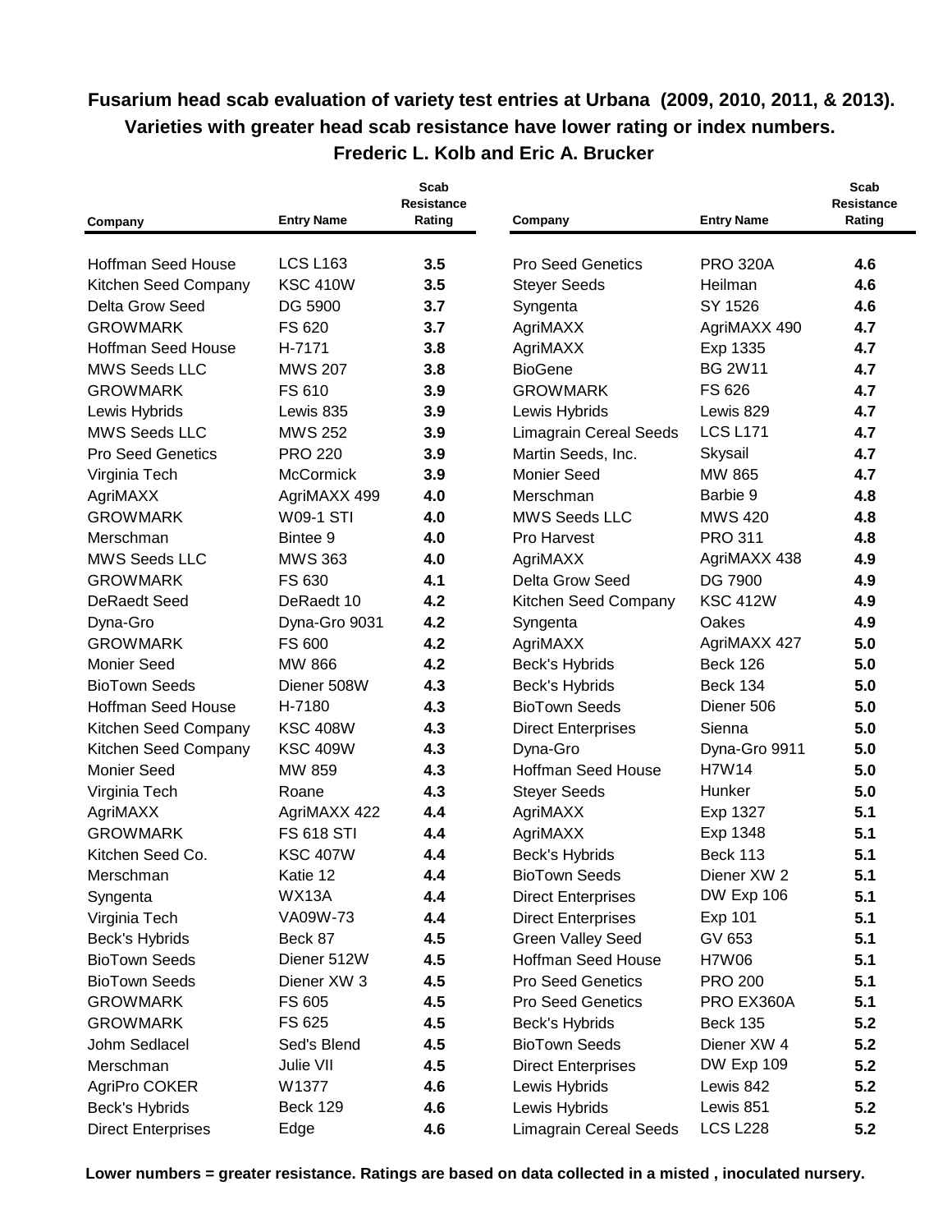# Fusarium head scab evaluation of variety test entries at Urbana (2009, 2010, 2011, & 2013).

## Varieties with greater head scab resistance have lower rating or index numbers.

### Frederic L. Kolb and Eric A. Brucker

| Company | Entry Name | Scab Resistance Rating |
|---|---|---|
| Hoffman Seed House | LCS L163 | **3.5** |
| Kitchen Seed Company | KSC 410W | **3.5** |
| Delta Grow Seed | DG 5900 | **3.7** |
| GROWMARK | FS 620 | **3.7** |
| Hoffman Seed House | H-7171 | **3.8** |
| MWS Seeds LLC | MWS 207 | **3.8** |
| GROWMARK | FS 610 | **3.9** |
| Lewis Hybrids | Lewis 835 | **3.9** |
| MWS Seeds LLC | MWS 252 | **3.9** |
| Pro Seed Genetics | PRO 220 | **3.9** |
| Virginia Tech | McCormick | **3.9** |
| AgriMAXX | AgriMAXX 499 | **4.0** |
| GROWMARK | W09-1 STI | **4.0** |
| Merschman | Bintee 9 | **4.0** |
| MWS Seeds LLC | MWS 363 | **4.0** |
| GROWMARK | FS 630 | **4.1** |
| DeRaedt Seed | DeRaedt 10 | **4.2** |
| Dyna-Gro | Dyna-Gro 9031 | **4.2** |
| GROWMARK | FS 600 | **4.2** |
| Monier Seed | MW 866 | **4.2** |
| BioTown Seeds | Diener 508W | **4.3** |
| Hoffman Seed House | H-7180 | **4.3** |
| Kitchen Seed Company | KSC 408W | **4.3** |
| Kitchen Seed Company | KSC 409W | **4.3** |
| Monier Seed | MW 859 | **4.3** |
| Virginia Tech | Roane | **4.3** |
| AgriMAXX | AgriMAXX 422 | **4.4** |
| GROWMARK | FS 618 STI | **4.4** |
| Kitchen Seed Co. | KSC 407W | **4.4** |
| Merschman | Katie 12 | **4.4** |
| Syngenta | WX13A | **4.4** |
| Virginia Tech | VA09W-73 | **4.4** |
| Beck's Hybrids | Beck 87 | **4.5** |
| BioTown Seeds | Diener 512W | **4.5** |
| BioTown Seeds | Diener XW 3 | **4.5** |
| GROWMARK | FS 605 | **4.5** |
| GROWMARK | FS 625 | **4.5** |
| Johm Sedlacel | Sed's Blend | **4.5** |
| Merschman | Julie VII | **4.5** |
| AgriPro COKER | W1377 | **4.6** |
| Beck's Hybrids | Beck 129 | **4.6** |
| Direct Enterprises | Edge | **4.6** |
| Pro Seed Genetics | PRO 320A | **4.6** |
| Steyer Seeds | Heilman | **4.6** |
| Syngenta | SY 1526 | **4.6** |
| AgriMAXX | AgriMAXX 490 | **4.7** |
| AgriMAXX | Exp 1335 | **4.7** |
| BioGene | BG 2W11 | **4.7** |
| GROWMARK | FS 626 | **4.7** |
| Lewis Hybrids | Lewis 829 | **4.7** |
| Limagrain Cereal Seeds | LCS L171 | **4.7** |
| Martin Seeds, Inc. | Skysail | **4.7** |
| Monier Seed | MW 865 | **4.7** |
| Merschman | Barbie 9 | **4.8** |
| MWS Seeds LLC | MWS 420 | **4.8** |
| Pro Harvest | PRO 311 | **4.8** |
| AgriMAXX | AgriMAXX 438 | **4.9** |
| Delta Grow Seed | DG 7900 | **4.9** |
| Kitchen Seed Company | KSC 412W | **4.9** |
| Syngenta | Oakes | **4.9** |
| AgriMAXX | AgriMAXX 427 | **5.0** |
| Beck's Hybrids | Beck 126 | **5.0** |
| Beck's Hybrids | Beck 134 | **5.0** |
| BioTown Seeds | Diener 506 | **5.0** |
| Direct Enterprises | Sienna | **5.0** |
| Dyna-Gro | Dyna-Gro 9911 | **5.0** |
| Hoffman Seed House | H7W14 | **5.0** |
| Steyer Seeds | Hunker | **5.0** |
| AgriMAXX | Exp 1327 | **5.1** |
| AgriMAXX | Exp 1348 | **5.1** |
| Beck's Hybrids | Beck 113 | **5.1** |
| BioTown Seeds | Diener XW 2 | **5.1** |
| Direct Enterprises | DW Exp 106 | **5.1** |
| Direct Enterprises | Exp 101 | **5.1** |
| Green Valley Seed | GV 653 | **5.1** |
| Hoffman Seed House | H7W06 | **5.1** |
| Pro Seed Genetics | PRO 200 | **5.1** |
| Pro Seed Genetics | PRO EX360A | **5.1** |
| Beck's Hybrids | Beck 135 | **5.2** |
| BioTown Seeds | Diener XW 4 | **5.2** |
| Direct Enterprises | DW Exp 109 | **5.2** |
| Lewis Hybrids | Lewis 842 | **5.2** |
| Lewis Hybrids | Lewis 851 | **5.2** |
| Limagrain Cereal Seeds | LCS L228 | **5.2** |

**Lower numbers = greater resistance. Ratings are based on data collected in a misted , inoculated nursery.**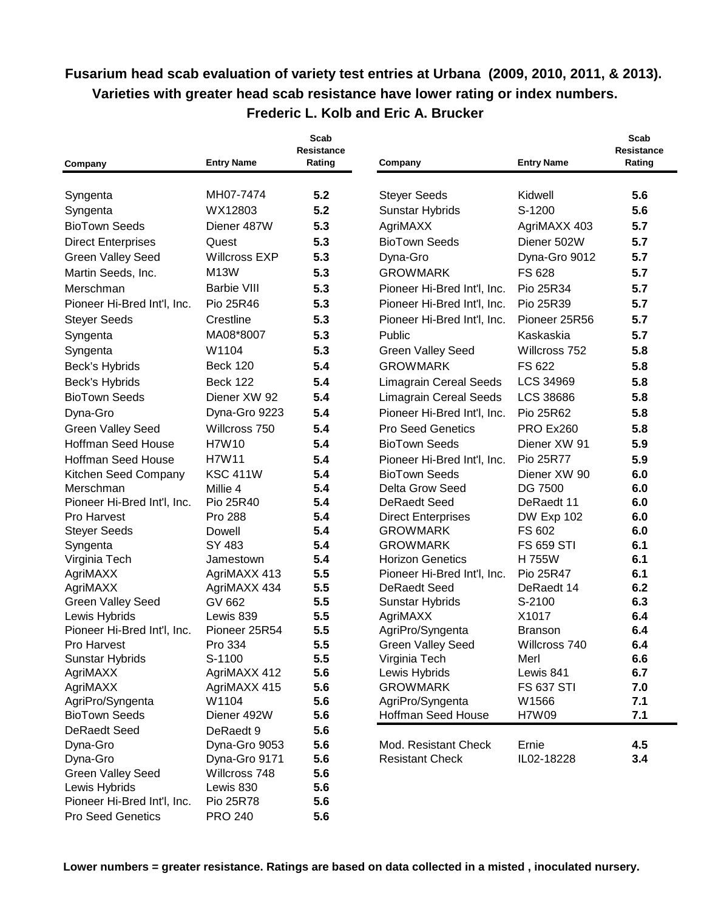**Fusarium head scab evaluation of variety test entries at Urbana (2009, 2010, 2011, & 2013).**

**Varieties with greater head scab resistance have lower rating or index numbers.**

**Frederic L. Kolb and Eric A. Brucker**

| Company | Entry Name | Scab Resistance Rating |
|---|---|---|
| Syngenta | MH07-7474 | **5.2** |
| Syngenta | WX12803 | **5.2** |
| BioTown Seeds | Diener 487W | **5.3** |
| Direct Enterprises | Quest | **5.3** |
| Green Valley Seed | Willcross EXP | **5.3** |
| Martin Seeds, Inc. | M13W | **5.3** |
| Merschman | Barbie VIII | **5.3** |
| Pioneer Hi-Bred Int'l, Inc. | Pio 25R46 | **5.3** |
| Steyer Seeds | Crestline | **5.3** |
| Syngenta | MA08*8007 | **5.3** |
| Syngenta | W1104 | **5.3** |
| Beck's Hybrids | Beck 120 | **5.4** |
| Beck's Hybrids | Beck 122 | **5.4** |
| BioTown Seeds | Diener XW 92 | **5.4** |
| Dyna-Gro | Dyna-Gro 9223 | **5.4** |
| Green Valley Seed | Willcross 750 | **5.4** |
| Hoffman Seed House | H7W10 | **5.4** |
| Hoffman Seed House | H7W11 | **5.4** |
| Kitchen Seed Company | KSC 411W | **5.4** |
| Merschman | Millie 4 | **5.4** |
| Pioneer Hi-Bred Int'l, Inc. | Pio 25R40 | **5.4** |
| Pro Harvest | Pro 288 | **5.4** |
| Steyer Seeds | Dowell | **5.4** |
| Syngenta | SY 483 | **5.4** |
| Virginia Tech | Jamestown | **5.4** |
| AgriMAXX | AgriMAXX 413 | **5.5** |
| AgriMAXX | AgriMAXX 434 | **5.5** |
| Green Valley Seed | GV 662 | **5.5** |
| Lewis Hybrids | Lewis 839 | **5.5** |
| Pioneer Hi-Bred Int'l, Inc. | Pioneer 25R54 | **5.5** |
| Pro Harvest | Pro 334 | **5.5** |
| Sunstar Hybrids | S-1100 | **5.5** |
| AgriMAXX | AgriMAXX 412 | **5.6** |
| AgriMAXX | AgriMAXX 415 | **5.6** |
| AgriPro/Syngenta | W1104 | **5.6** |
| BioTown Seeds | Diener 492W | **5.6** |
| DeRaedt Seed | DeRaedt 9 | **5.6** |
| Dyna-Gro | Dyna-Gro 9053 | **5.6** |
| Dyna-Gro | Dyna-Gro 9171 | **5.6** |
| Green Valley Seed | Willcross 748 | **5.6** |
| Lewis Hybrids | Lewis 830 | **5.6** |
| Pioneer Hi-Bred Int'l, Inc. | Pio 25R78 | **5.6** |
| Pro Seed Genetics | PRO 240 | **5.6** |
| Steyer Seeds | Kidwell | **5.6** |
| Sunstar Hybrids | S-1200 | **5.6** |
| AgriMAXX | AgriMAXX 403 | **5.7** |
| BioTown Seeds | Diener 502W | **5.7** |
| Dyna-Gro | Dyna-Gro 9012 | **5.7** |
| GROWMARK | FS 628 | **5.7** |
| Pioneer Hi-Bred Int'l, Inc. | Pio 25R34 | **5.7** |
| Pioneer Hi-Bred Int'l, Inc. | Pio 25R39 | **5.7** |
| Pioneer Hi-Bred Int'l, Inc. | Pioneer 25R56 | **5.7** |
| Public | Kaskaskia | **5.7** |
| Green Valley Seed | Willcross 752 | **5.8** |
| GROWMARK | FS 622 | **5.8** |
| Limagrain Cereal Seeds | LCS 34969 | **5.8** |
| Limagrain Cereal Seeds | LCS 38686 | **5.8** |
| Pioneer Hi-Bred Int'l, Inc. | Pio 25R62 | **5.8** |
| Pro Seed Genetics | PRO Ex260 | **5.8** |
| BioTown Seeds | Diener XW 91 | **5.9** |
| Pioneer Hi-Bred Int'l, Inc. | Pio 25R77 | **5.9** |
| BioTown Seeds | Diener XW 90 | **6.0** |
| Delta Grow Seed | DG 7500 | **6.0** |
| DeRaedt Seed | DeRaedt 11 | **6.0** |
| Direct Enterprises | DW Exp 102 | **6.0** |
| GROWMARK | FS 602 | **6.0** |
| GROWMARK | FS 659 STI | **6.1** |
| Horizon Genetics | H 755W | **6.1** |
| Pioneer Hi-Bred Int'l, Inc. | Pio 25R47 | **6.1** |
| DeRaedt Seed | DeRaedt 14 | **6.2** |
| Sunstar Hybrids | S-2100 | **6.3** |
| AgriMAXX | X1017 | **6.4** |
| AgriPro/Syngenta | Branson | **6.4** |
| Green Valley Seed | Willcross 740 | **6.4** |
| Virginia Tech | Merl | **6.6** |
| Lewis Hybrids | Lewis 841 | **6.7** |
| GROWMARK | FS 637 STI | **7.0** |
| AgriPro/Syngenta | W1566 | **7.1** |
| Hoffman Seed House | H7W09 | **7.1** |
| Mod. Resistant Check | Ernie | **4.5** |
| Resistant Check | IL02-18228 | **3.4** |

**Lower numbers = greater resistance. Ratings are based on data collected in a misted , inoculated nursery.**